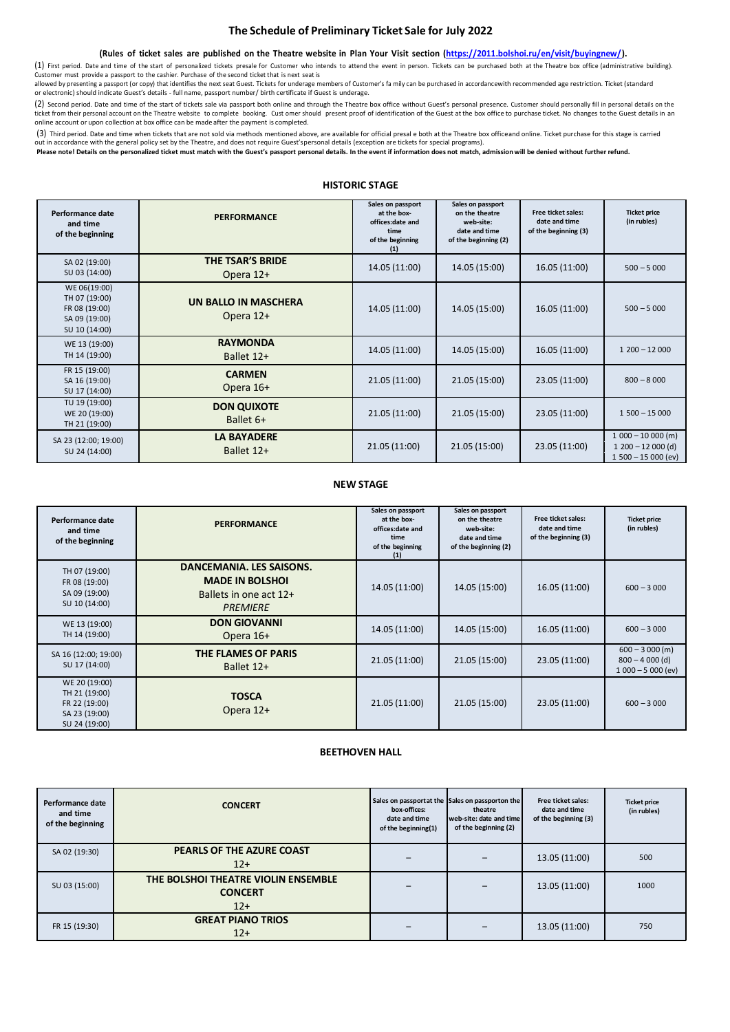# The Schedule of Preliminary Ticket Sale for July 2022

**(Rules of ticket sales are published on the Theatre website in Plan Your Visit section (https://2011.bolshoi.ru/en/visit/buyingnew/).**

(1) First period. Date and time of the start of personalized tickets presale for Customer who intends to attend the event in person. Tickets can be purchased both at the Theatre box office (administrative building). Customer must provide a passport to the cashier. Purchase of the second ticket that is next seat is allowed by presenting a passport (or copy) that identifies the next seat Guest. Tickets for underage members of Customer's fa mily can be purchased in accordancewith recommended age restriction. Ticket (standard or electronic) should indicate Guest's details - full name, passport number/ birth certificate if Guest is underage.

(2) Second period. Date and time of the start of tickets sale via passport both online and through the Theatre box office without Guest's personal presence. Customer should personally fill in personal details on the ticket from their personal account on the Theatre website to complete booking. Cust omer should present proof of identification of the Guest at the box office to purchase ticket. No changes to the Guest details in an online account or upon collection at box office can be made after the payment is completed.

(3) Third period. Date and time when tickets that are not sold via methods mentioned above, are available for official presal e both at the Theatre box officeand online. Ticket purchase for this stage is carried out in accordance with the general policy set by the Theatre, and does not require Guest'spersonal details (exception are tickets for special programs).

**Please note! Details on the personalized ticket must match with the Guest's passport personal details. In the event if information does not match, admission will be denied without further refund.**

## HISTORIC STAGE

| Performance date and time of the beginning | PERFORMANCE | Sales on passport at the box-offices:date and time of the beginning (1) | Sales on passport on the theatre web-site: date and time of the beginning (2) | Free ticket sales: date and time of the beginning (3) | Ticket price (in rubles) |
|---|---|---|---|---|---|
| SA 02 (19:00)<br>SU 03 (14:00) | **THE TSAR'S BRIDE**<br>Opera 12+ | 14.05 (11:00) | 14.05 (15:00) | 16.05 (11:00) | 500 – 5 000 |
| WE 06(19:00)<br>TH 07 (19:00)<br>FR 08 (19:00)<br>SA 09 (19:00)<br>SU 10 (14:00) | **UN BALLO IN MASCHERA**<br>Opera 12+ | 14.05 (11:00) | 14.05 (15:00) | 16.05 (11:00) | 500 – 5 000 |
| WE 13 (19:00)<br>TH 14 (19:00) | **RAYMONDA**<br>Ballet 12+ | 14.05 (11:00) | 14.05 (15:00) | 16.05 (11:00) | 1 200 – 12 000 |
| FR 15 (19:00)<br>SA 16 (19:00)<br>SU 17 (14:00) | **CARMEN**<br>Opera 16+ | 21.05 (11:00) | 21.05 (15:00) | 23.05 (11:00) | 800 – 8 000 |
| TU 19 (19:00)<br>WE 20 (19:00)<br>TH 21 (19:00) | **DON QUIXOTE**<br>Ballet 6+ | 21.05 (11:00) | 21.05 (15:00) | 23.05 (11:00) | 1 500 – 15 000 |
| SA 23 (12:00; 19:00)<br>SU 24 (14:00) | **LA BAYADERE**<br>Ballet 12+ | 21.05 (11:00) | 21.05 (15:00) | 23.05 (11:00) | 1 000 – 10 000 (m)<br>1 200 – 12 000 (d)<br>1 500 – 15 000 (ev) |

## NEW STAGE

| Performance date and time of the beginning | PERFORMANCE | Sales on passport at the box-offices:date and time of the beginning (1) | Sales on passport on the theatre web-site: date and time of the beginning (2) | Free ticket sales: date and time of the beginning (3) | Ticket price (in rubles) |
|---|---|---|---|---|---|
| TH 07 (19:00)<br>FR 08 (19:00)<br>SA 09 (19:00)<br>SU 10 (14:00) | **DANCEMANIA. LES SAISONS. MADE IN BOLSHOI**<br>Ballets in one act 12+<br>*PREMIERE* | 14.05 (11:00) | 14.05 (15:00) | 16.05 (11:00) | 600 – 3 000 |
| WE 13 (19:00)<br>TH 14 (19:00) | **DON GIOVANNI**<br>Opera 16+ | 14.05 (11:00) | 14.05 (15:00) | 16.05 (11:00) | 600 – 3 000 |
| SA 16 (12:00; 19:00)<br>SU 17 (14:00) | **THE FLAMES OF PARIS**<br>Ballet 12+ | 21.05 (11:00) | 21.05 (15:00) | 23.05 (11:00) | 600 – 3 000 (m)<br>800 – 4 000 (d)<br>1 000 – 5 000 (ev) |
| WE 20 (19:00)<br>TH 21 (19:00)<br>FR 22 (19:00)<br>SA 23 (19:00)<br>SU 24 (19:00) | **TOSCA**<br>Opera 12+ | 21.05 (11:00) | 21.05 (15:00) | 23.05 (11:00) | 600 – 3 000 |

## BEETHOVEN HALL

| Performance date and time of the beginning | CONCERT | Sales on passportat the box-offices: date and time of the beginning(1) | Sales on passporton the theatre web-site: date and time of the beginning (2) | Free ticket sales: date and time of the beginning (3) | Ticket price (in rubles) |
|---|---|---|---|---|---|
| SA 02 (19:30) | **PEARLS OF THE AZURE COAST**<br>12+ | – | – | 13.05 (11:00) | 500 |
| SU 03 (15:00) | **THE BOLSHOI THEATRE VIOLIN ENSEMBLE CONCERT**<br>12+ | – | – | 13.05 (11:00) | 1000 |
| FR 15 (19:30) | **GREAT PIANO TRIOS**<br>12+ | – | – | 13.05 (11:00) | 750 |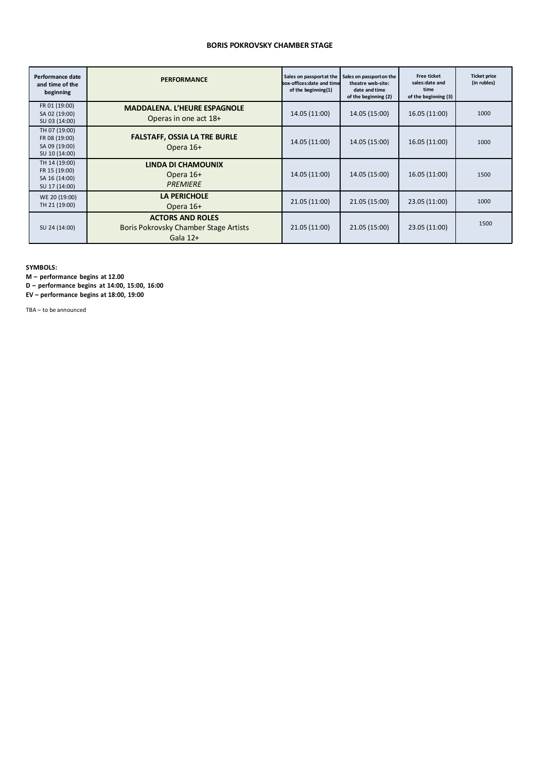**BORIS POKROVSKY CHAMBER STAGE**

| Performance date and time of the beginning | PERFORMANCE | Sales on passport at the box-offices: date and time of the beginning (1) | Sales on passport on the theatre web-site: date and time of the beginning (2) | Free ticket sales: date and time of the beginning (3) | Ticket price (in rubles) |
|---|---|---|---|---|---|
| FR 01 (19:00)<br>SA 02 (19:00)<br>SU 03 (14:00) | **MADDALENA. L'HEURE ESPAGNOLE**<br>Operas in one act 18+ | 14.05 (11:00) | 14.05 (15:00) | 16.05 (11:00) | 1000 |
| TH 07 (19:00)<br>FR 08 (19:00)<br>SA 09 (19:00)<br>SU 10 (14:00) | **FALSTAFF, OSSIA LA TRE BURLE**<br>Opera 16+ | 14.05 (11:00) | 14.05 (15:00) | 16.05 (11:00) | 1000 |
| TH 14 (19:00)<br>FR 15 (19:00)<br>SA 16 (14:00)<br>SU 17 (14:00) | **LINDA DI CHAMOUNIX**<br>Opera 16+<br>*PREMIERE* | 14.05 (11:00) | 14.05 (15:00) | 16.05 (11:00) | 1500 |
| WE 20 (19:00)<br>TH 21 (19:00) | **LA PERICHOLE**<br>Opera 16+ | 21.05 (11:00) | 21.05 (15:00) | 23.05 (11:00) | 1000 |
| SU 24 (14:00) | **ACTORS AND ROLES**<br>Boris Pokrovsky Chamber Stage Artists<br>Gala 12+ | 21.05 (11:00) | 21.05 (15:00) | 23.05 (11:00) | 1500 |

**SYMBOLS:**

**M – performance begins at 12.00**

**D – performance begins at 14:00, 15:00, 16:00**

**EV – performance begins at 18:00, 19:00**

TBA – to be announced